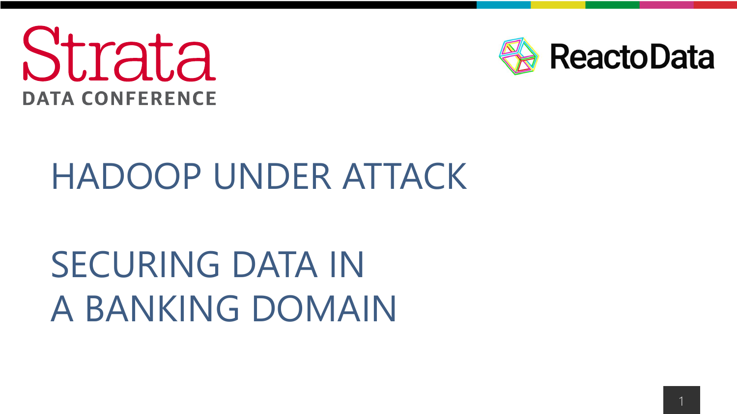Strata

DATA CONFERENCE

ReactoData

# HADOOP UNDER ATTACK

# SECURING DATA IN A BANKING DOMAIN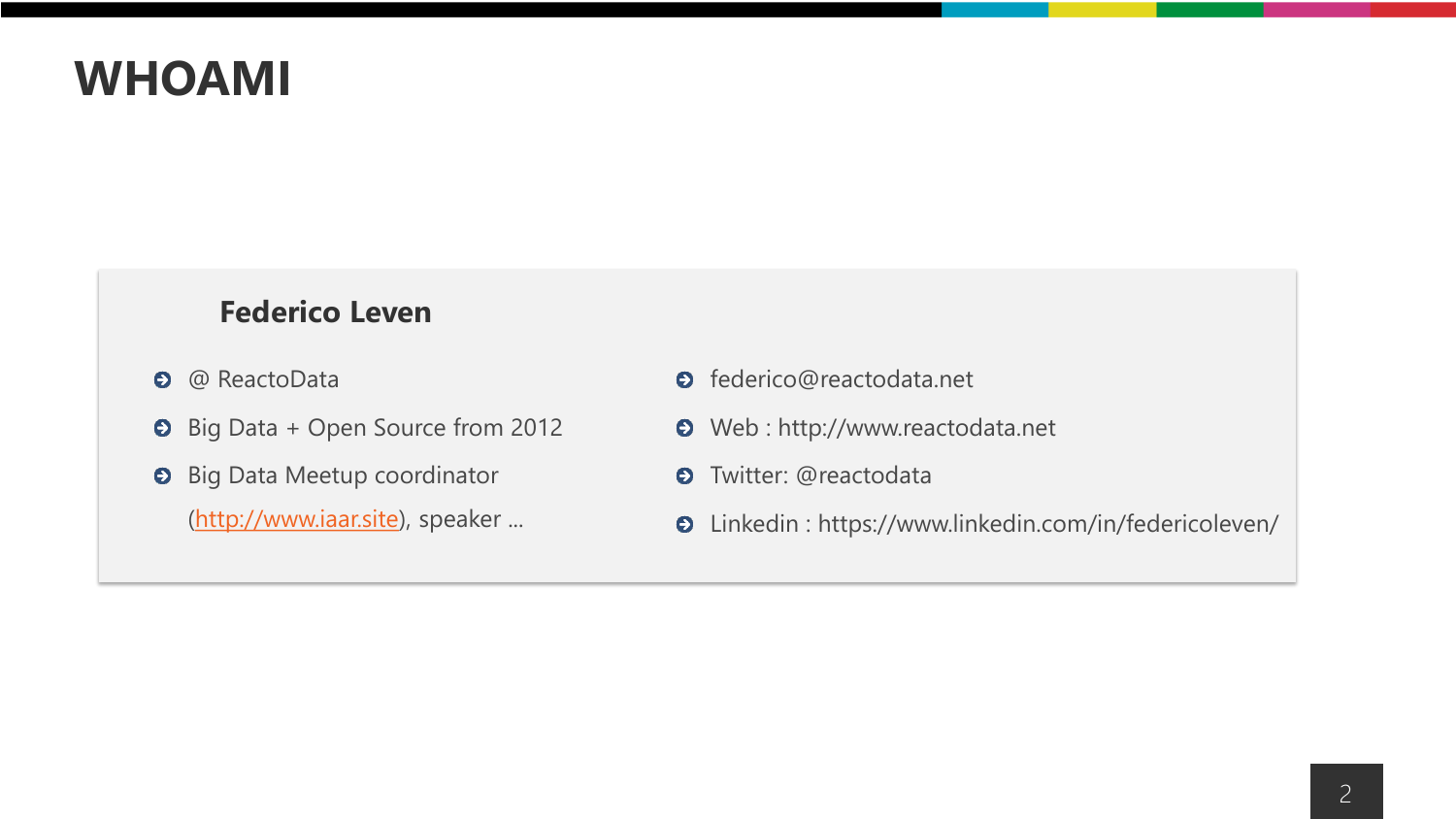# WHOAMI

**Federico Leven**

- @ ReactoData
- Big Data + Open Source from 2012
- Big Data Meetup coordinator (http://www.iaar.site), speaker …

- federico@reactodata.net
- Web : http://www.reactodata.net
- Twitter: @reactodata
- Linkedin : https://www.linkedin.com/in/federicoleven/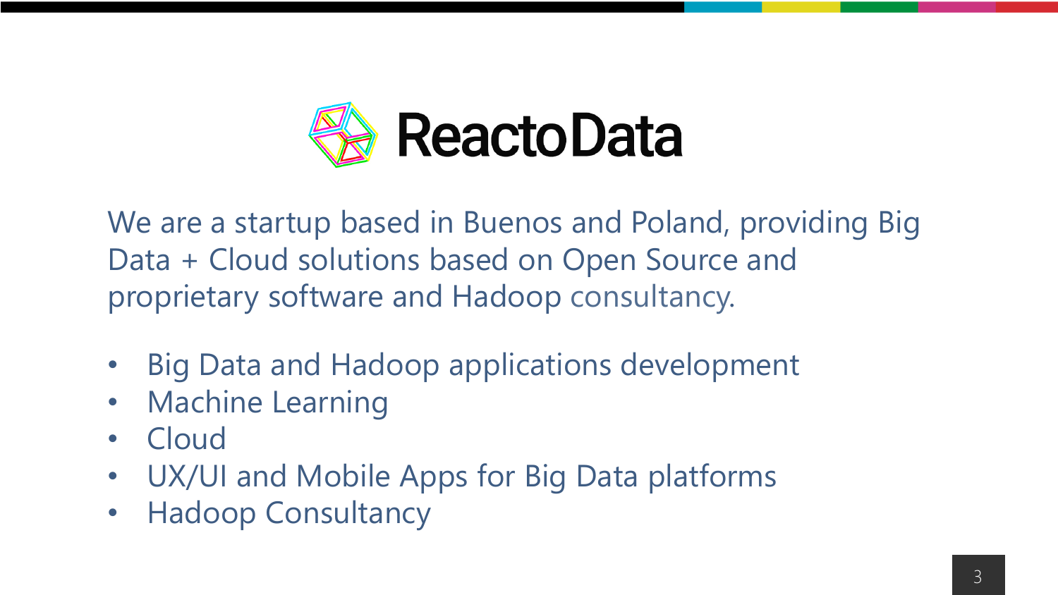# ReactoData

We are a startup based in Buenos and Poland, providing Big Data + Cloud solutions based on Open Source and proprietary software and Hadoop consultancy.

- Big Data and Hadoop applications development
- Machine Learning
- Cloud
- UX/UI and Mobile Apps for Big Data platforms
- Hadoop Consultancy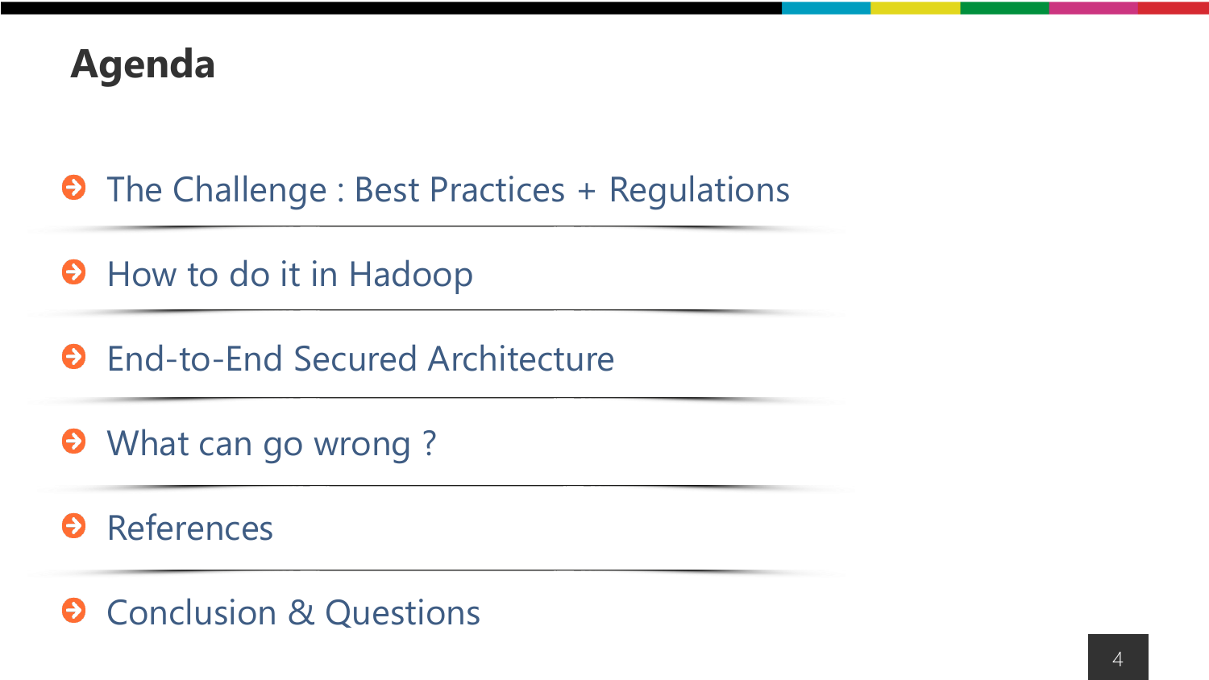# Agenda

- The Challenge : Best Practices + Regulations
- How to do it in Hadoop
- End-to-End Secured Architecture
- What can go wrong ?
- References
- Conclusion & Questions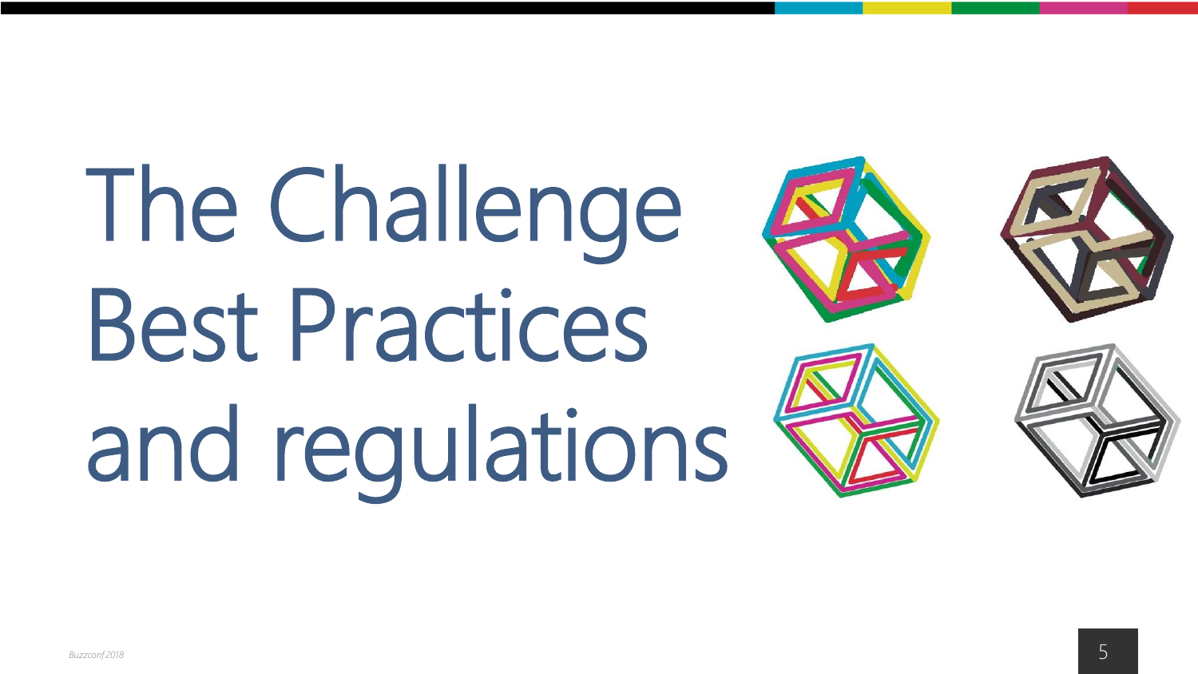# The Challenge
# Best Practices
# and regulations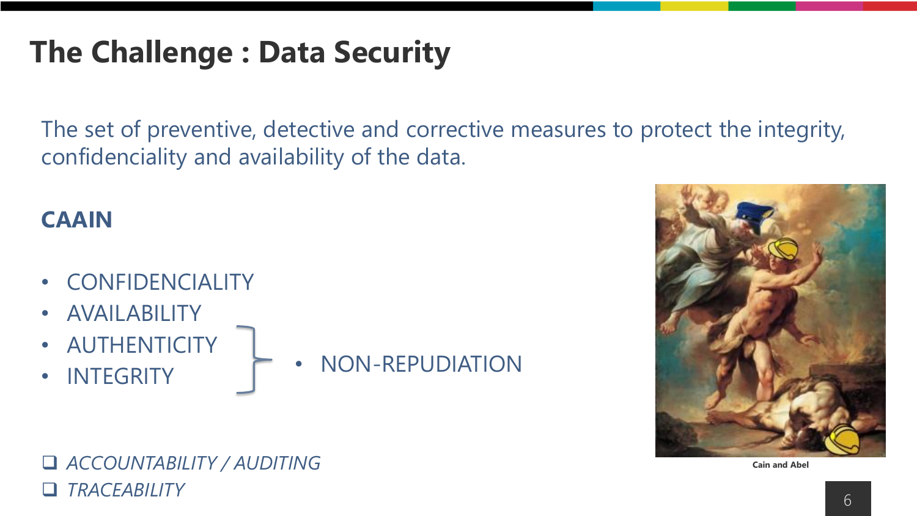# The Challenge : Data Security

The set of preventive, detective and corrective measures to protect the integrity, confidenciality and availability of the data.

**CAAIN**

- CONFIDENCIALITY
- AVAILABILITY
- AUTHENTICITY
- INTEGRITY

  (AUTHENTICITY + INTEGRITY →) • NON-REPUDIATION

- *ACCOUNTABILITY / AUDITING*
- *TRACEABILITY*

Cain and Abel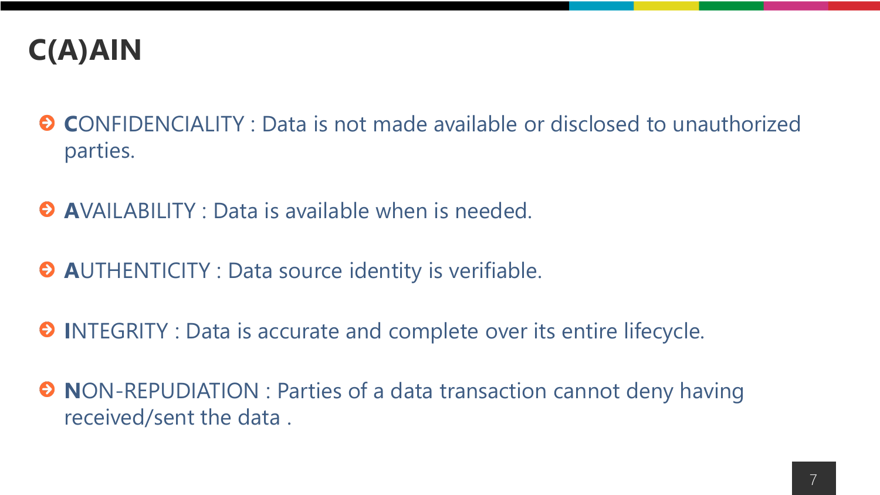# C(A)AIN

- **C**ONFIDENCIALITY : Data is not made available or disclosed to unauthorized parties.
- **A**VAILABILITY : Data is available when is needed.
- **A**UTHENTICITY : Data source identity is verifiable.
- **I**NTEGRITY : Data is accurate and complete over its entire lifecycle.
- **N**ON-REPUDIATION : Parties of a data transaction cannot deny having received/sent the data .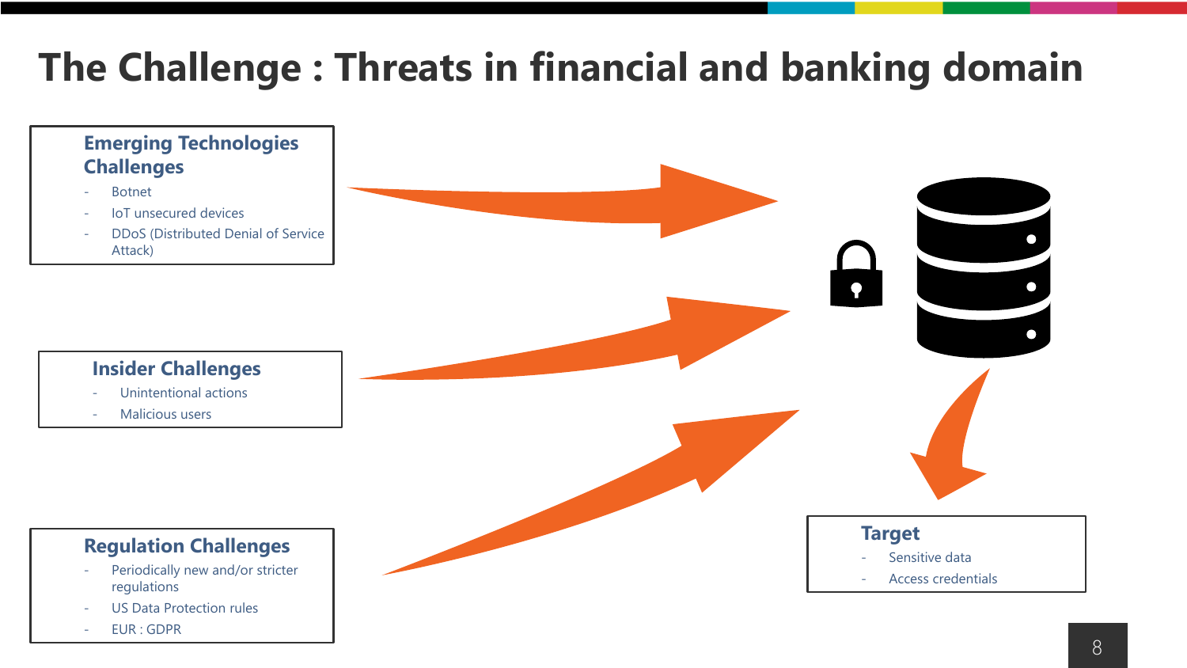# The Challenge : Threats in financial and banking domain

### Emerging Technologies Challenges

- Botnet
- IoT unsecured devices
- DDoS (Distributed Denial of Service Attack)

### Insider Challenges

- Unintentional actions
- Malicious users

### Regulation Challenges

- Periodically new and/or stricter regulations
- US Data Protection rules
- EUR : GDPR

### Target

- Sensitive data
- Access credentials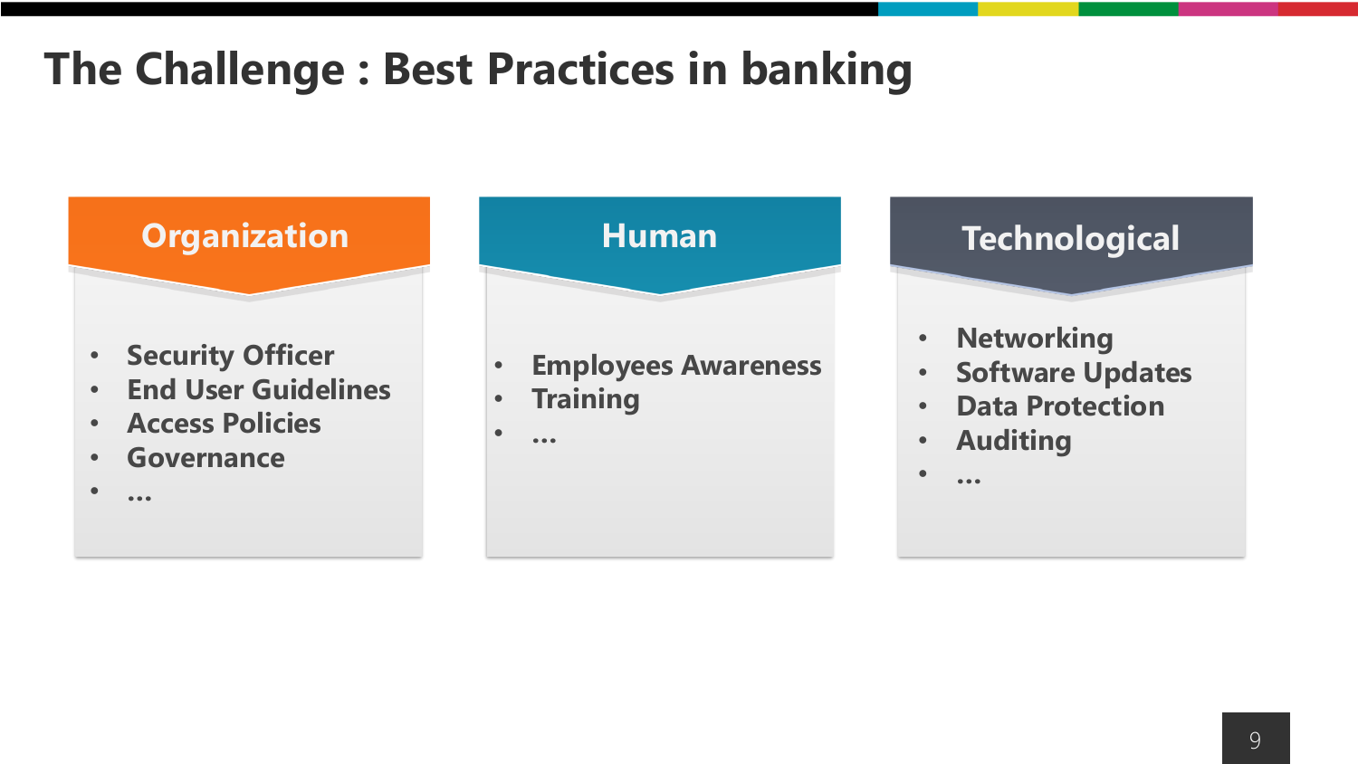# The Challenge : Best Practices in banking

## Organization

- Security Officer
- End User Guidelines
- Access Policies
- Governance
- …

## Human

- Employees Awareness
- Training
- …

## Technological

- Networking
- Software Updates
- Data Protection
- Auditing
- …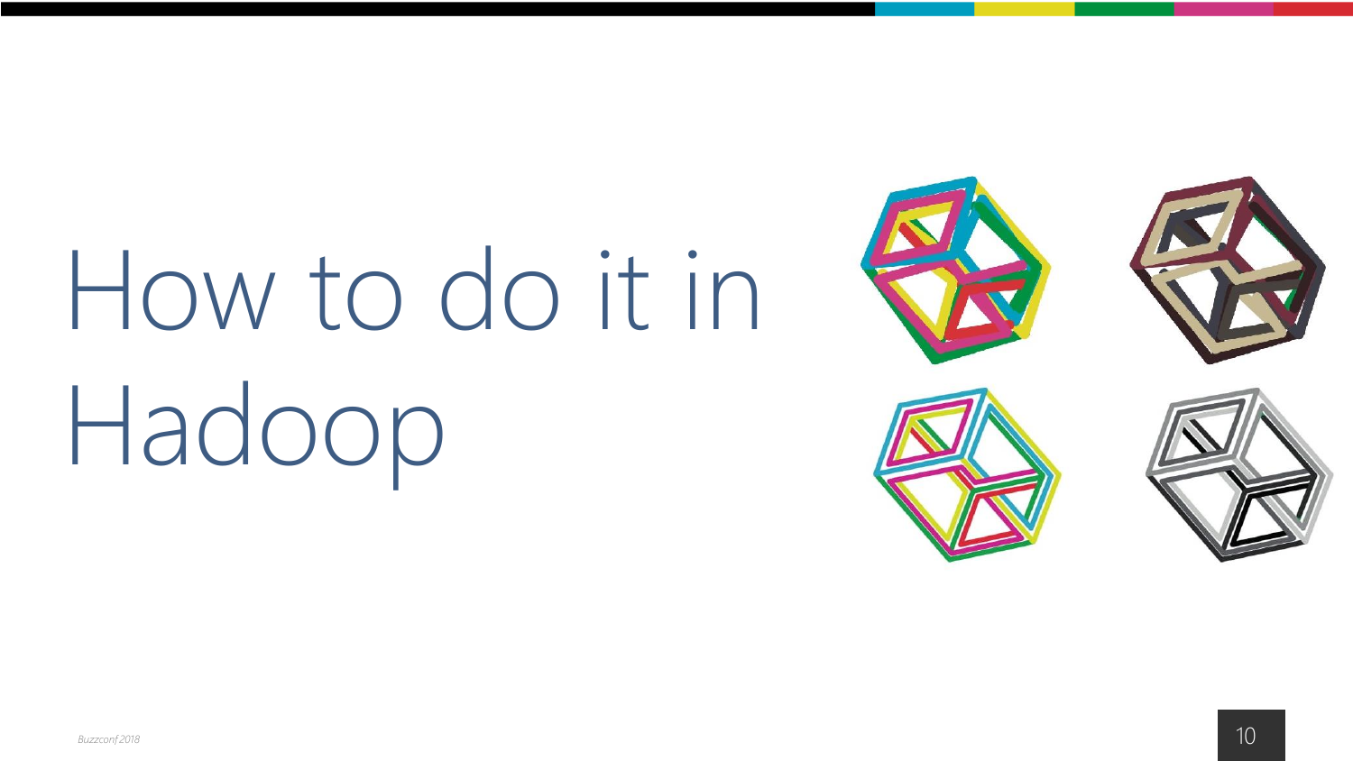# How to do it in Hadoop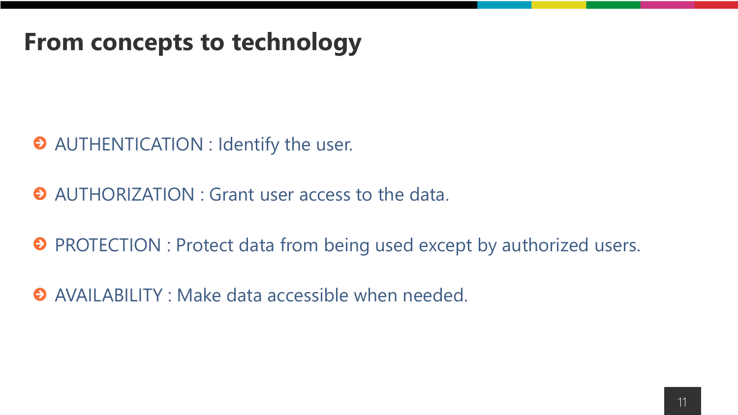# From concepts to technology

- AUTHENTICATION : Identify the user.
- AUTHORIZATION : Grant user access to the data.
- PROTECTION : Protect data from being used except by authorized users.
- AVAILABILITY : Make data accessible when needed.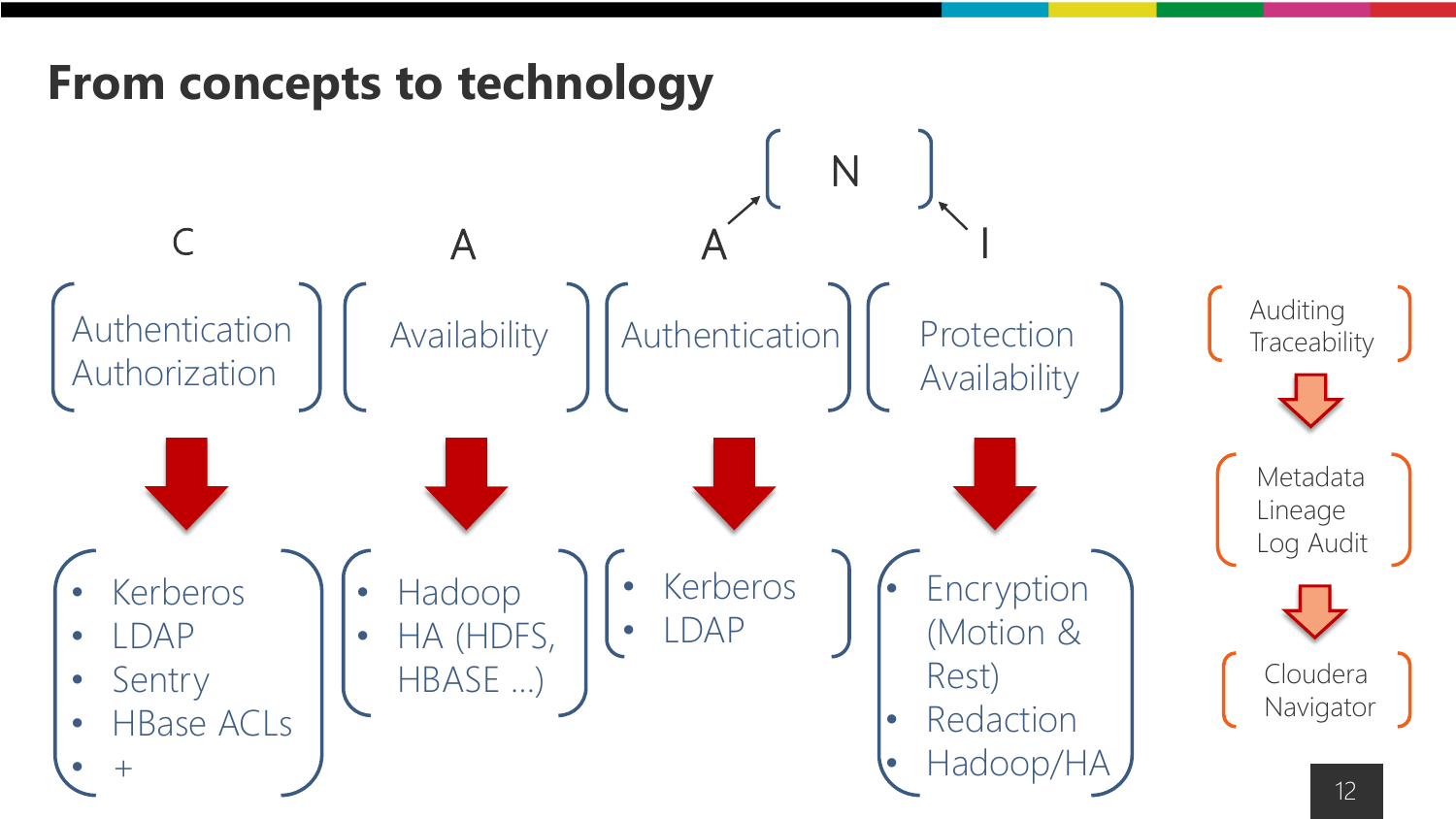# From concepts to technology

| C | A | A | I |
| --- | --- | --- | --- |
| Authentication Authorization | Availability | Authentication | Protection Availability |
| • Kerberos<br>• LDAP<br>• Sentry<br>• HBase ACLs<br>• + | • Hadoop<br>• HA (HDFS, HBASE …) | • Kerberos<br>• LDAP | • Encryption (Motion & Rest)<br>• Redaction<br>• Hadoop/HA |

N (from A and I)

Auditing Traceability → Metadata Lineage Log Audit → Cloudera Navigator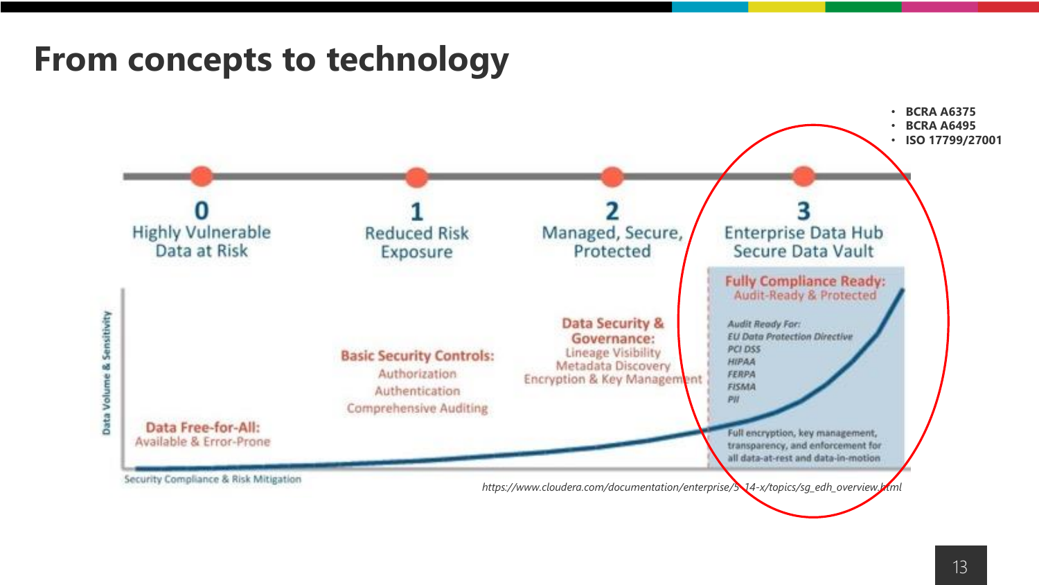# From concepts to technology

- BCRA A6375
- BCRA A6495
- ISO 17799/27001

**0**
Highly Vulnerable
Data at Risk

**1**
Reduced Risk
Exposure

**2**
Managed, Secure,
Protected

**3**
Enterprise Data Hub
Secure Data Vault

**Data Free-for-All:**
Available & Error-Prone

**Basic Security Controls:**
Authorization
Authentication
Comprehensive Auditing

**Data Security & Governance:**
Lineage Visibility
Metadata Discovery
Encryption & Key Management

**Fully Compliance Ready:**
Audit-Ready & Protected

*Audit Ready For:*
*EU Data Protection Directive*
*PCI DSS*
*HIPAA*
*FERPA*
*FISMA*
*PII*

Full encryption, key management, transparency, and enforcement for all data-at-rest and data-in-motion

Data Volume & Sensitivity

Security Compliance & Risk Mitigation

*https://www.cloudera.com/documentation/enterprise/5-14-x/topics/sg_edh_overview.html*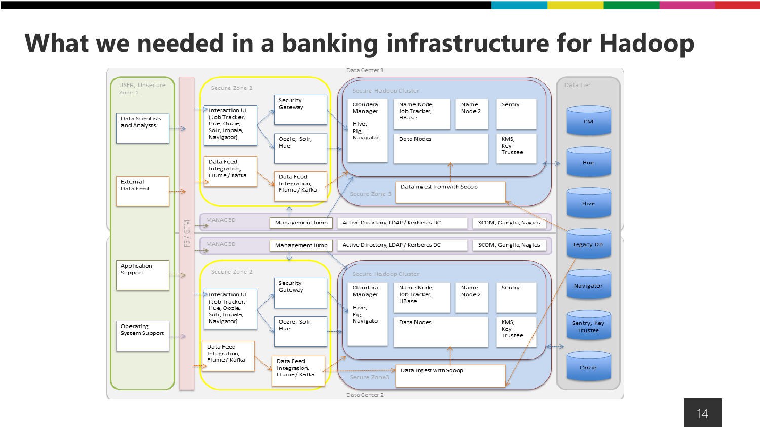# What we needed in a banking infrastructure for Hadoop

Data Center 1

USER, Unsecure Zone 1

Data Scientists and Analysts

External Data Feed

Application Support

Operating System Support

F5 / GTM

Secure Zone 2

Interaction UI (Job Tracker, Hue, Oozie, Solr, Impala, Navigator)

Security Gateway

Oozie, Solr, Hue

Data Feed Integration, Flume / Kafka

Data Feed Integration, Flume / Kafka

Secure Hadoop Cluster

Cloudera Manager

Hive, Pig, Navigator

Name Node, Job Tracker, HBase

Name Node 2

Sentry

Data Nodes

KMS, Key Trustee

Data ingest from with Sqoop

Secure Zone 3

MANAGED

Management Jump

Active Directory, LDAP / Kerberos DC

SCOM, Ganglia, Nagios

MANAGED

Management Jump

Active Directory, LDAP / Kerberos DC

SCOM, Ganglia, Nagios

Secure Zone 2

Interaction UI (Job Tracker, Hue, Oozie, Solr, Impala, Navigator)

Security Gateway

Oozie, Solr, Hue

Data Feed Integration, Flume / Kafka

Data Feed Integration, Flume / Kafka

Secure Hadoop Cluster

Cloudera Manager

Hive, Pig, Navigator

Name Node, Job Tracker, HBase

Name Node 2

Sentry

Data Nodes

KMS, Key Trustee

Data ingest with Sqoop

Secure Zone3

Data Center 2

Data Tier

CM

Hue

Hive

Legacy DB

Navigator

Sentry, Key Trustee

Oozie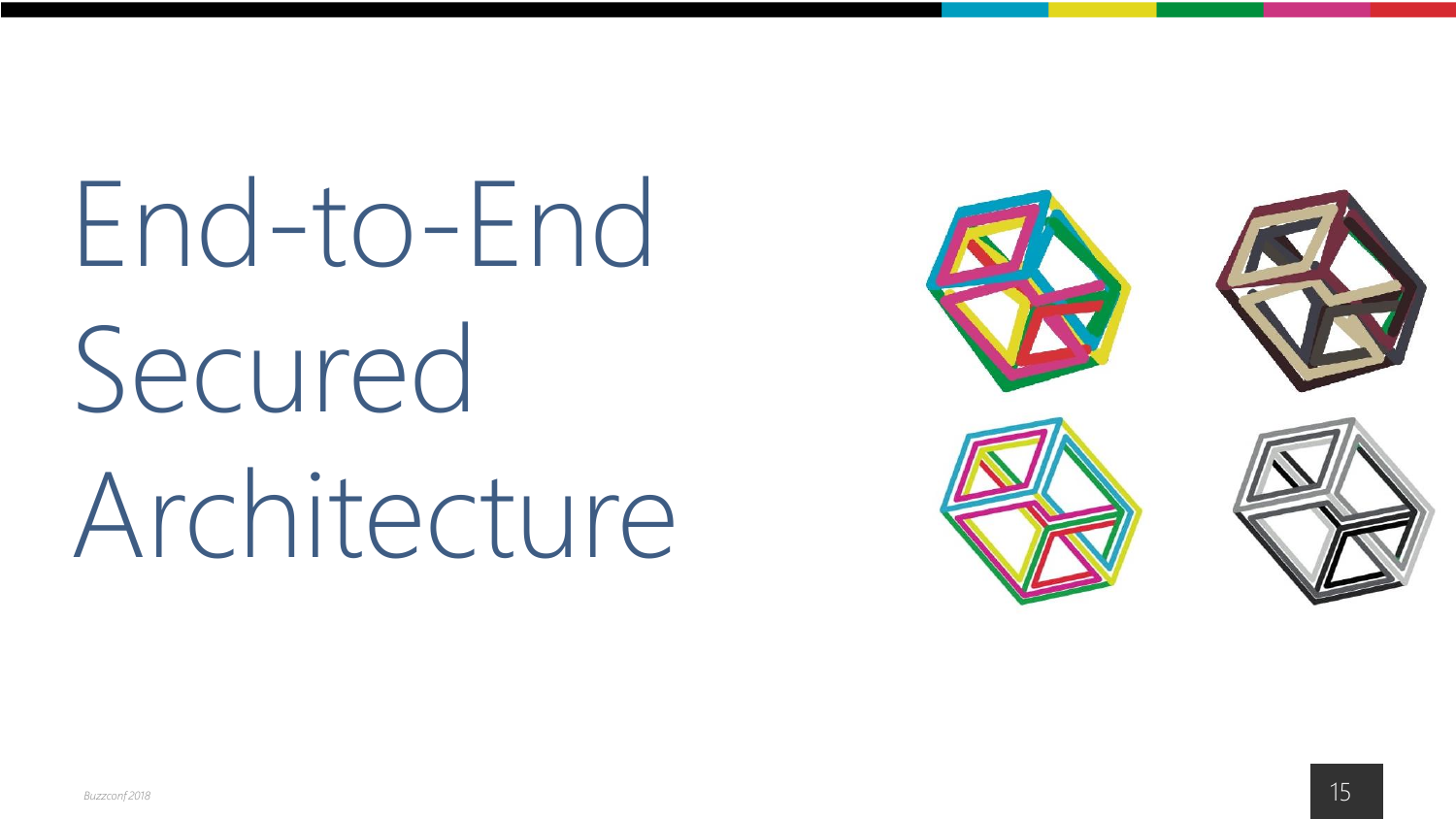# End-to-End Secured Architecture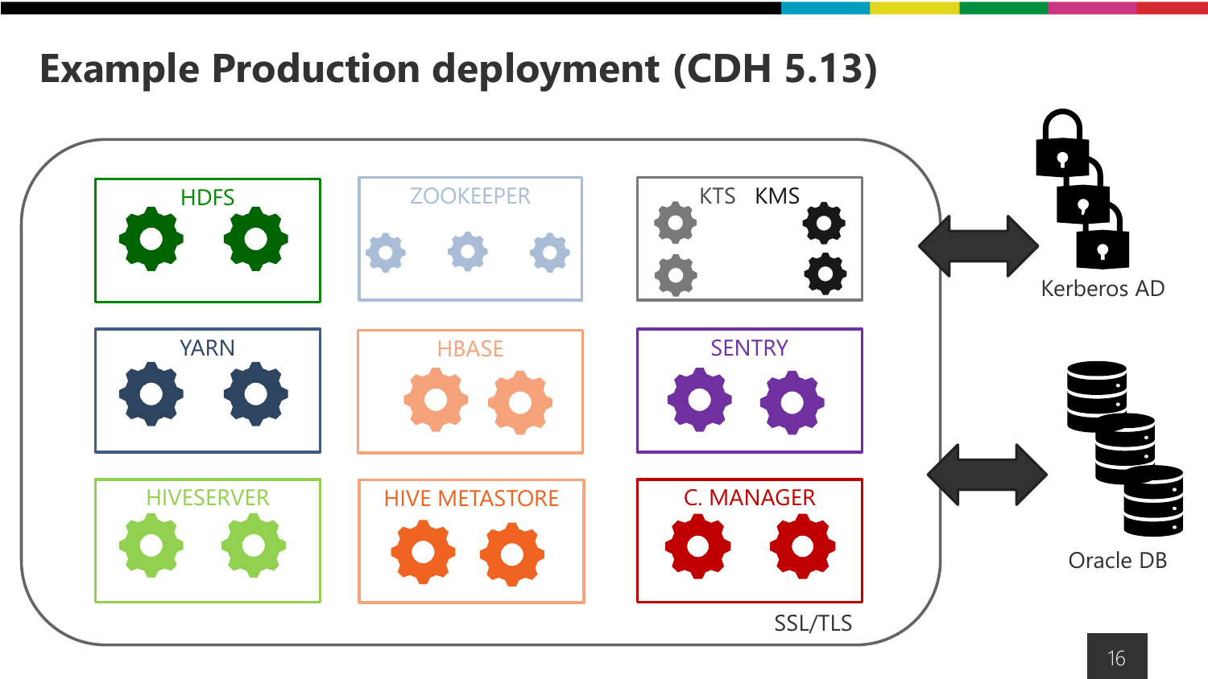# Example Production deployment (CDH 5.13)

HDFS

ZOOKEEPER

KTS KMS

YARN

HBASE

SENTRY

HIVESERVER

HIVE METASTORE

C. MANAGER

SSL/TLS

Kerberos AD

Oracle DB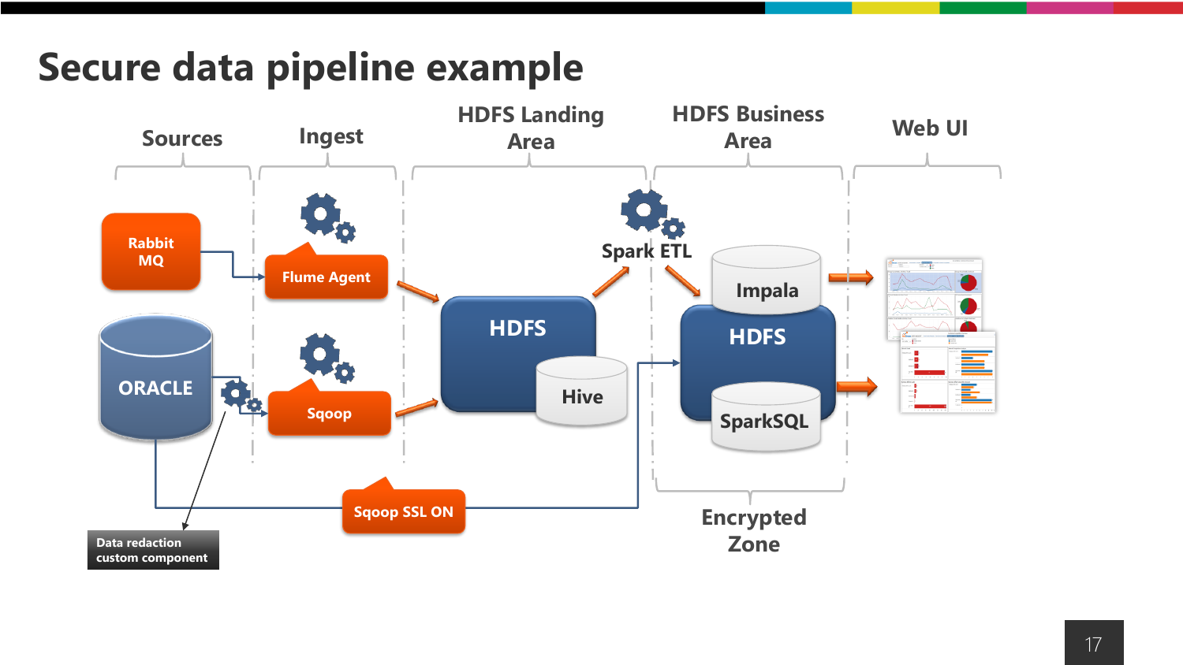# Secure data pipeline example

Sources | Ingest | HDFS Landing Area | HDFS Business Area | Web UI

Rabbit MQ

Flume Agent

ORACLE

Sqoop

HDFS

Hive

Spark ETL

Impala

HDFS

SparkSQL

Sqoop SSL ON

Data redaction custom component

Encrypted Zone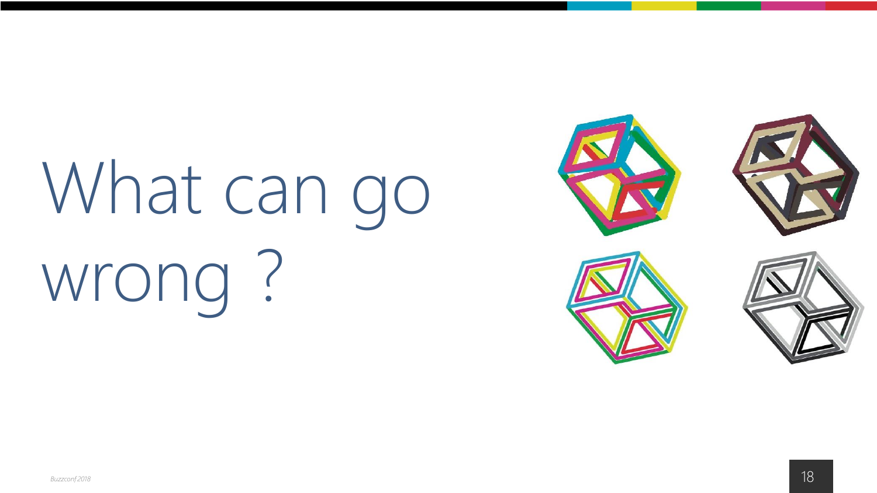# What can go wrong ?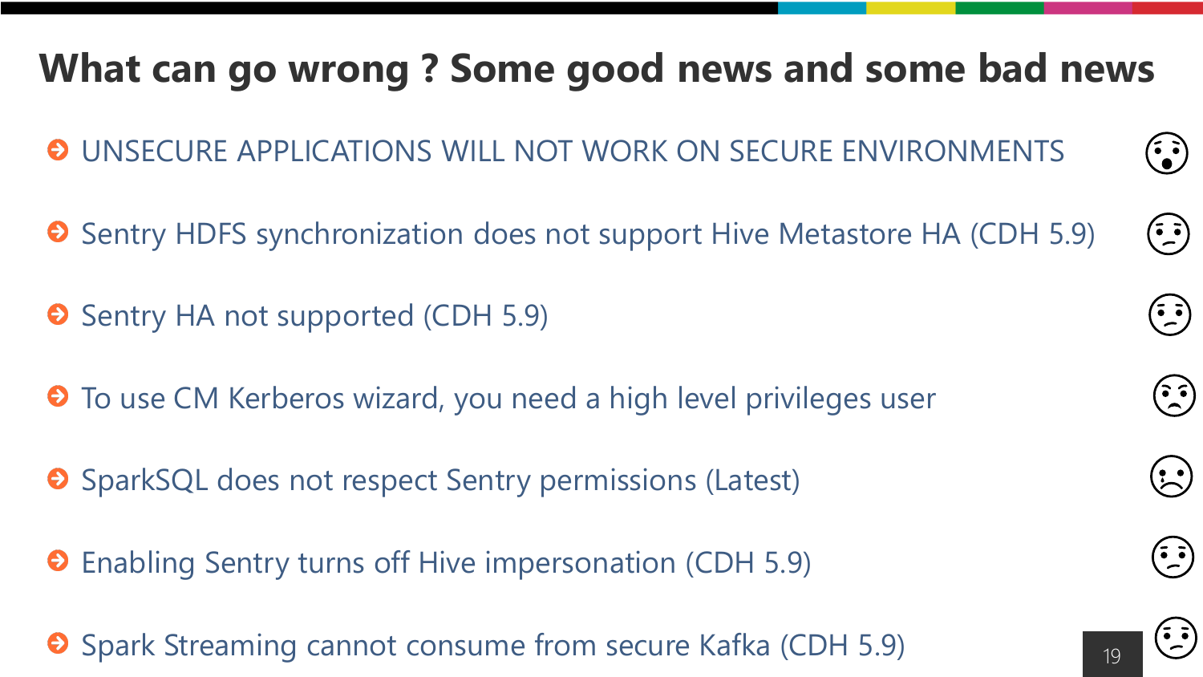# What can go wrong ? Some good news and some bad news

- UNSECURE APPLICATIONS WILL NOT WORK ON SECURE ENVIRONMENTS
- Sentry HDFS synchronization does not support Hive Metastore HA (CDH 5.9)
- Sentry HA not supported (CDH 5.9)
- To use CM Kerberos wizard, you need a high level privileges user
- SparkSQL does not respect Sentry permissions (Latest)
- Enabling Sentry turns off Hive impersonation (CDH 5.9)
- Spark Streaming cannot consume from secure Kafka (CDH 5.9)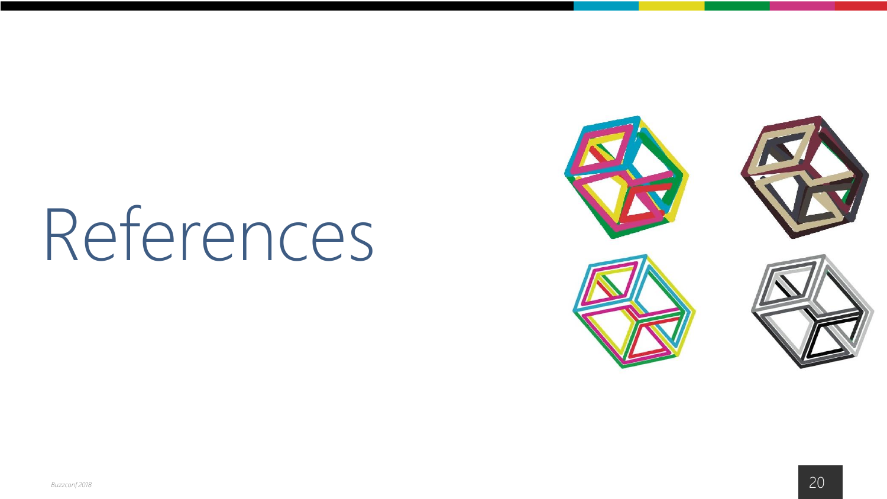# References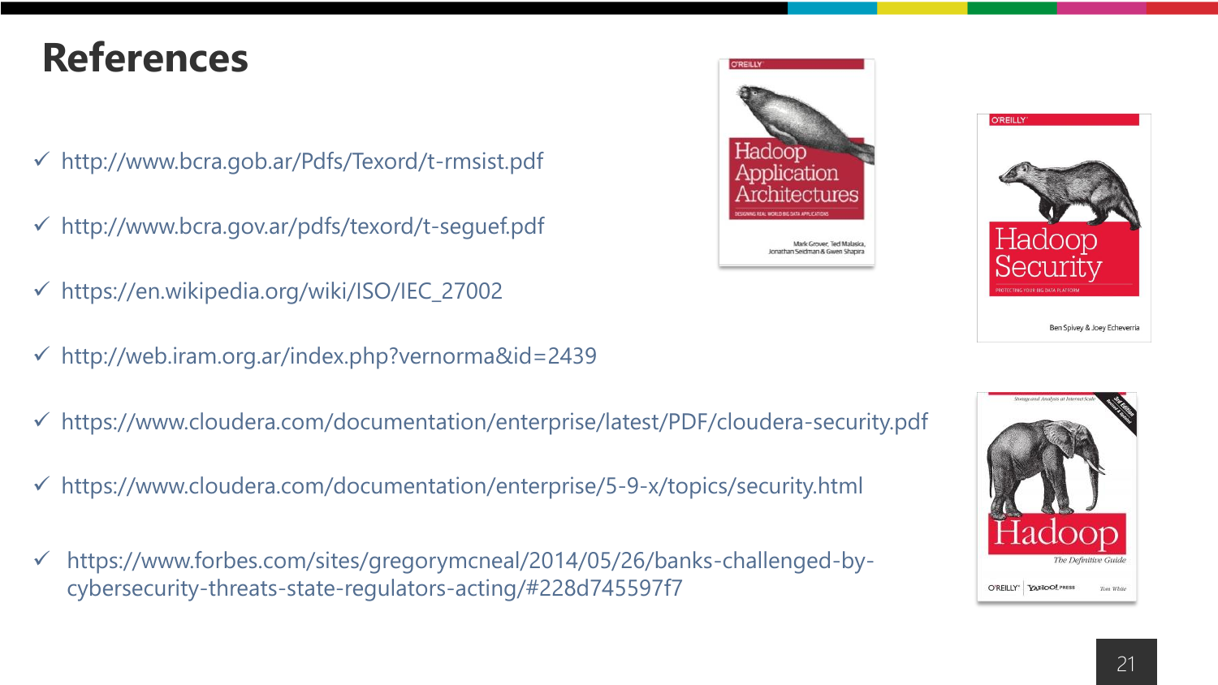# References

- ✓ http://www.bcra.gob.ar/Pdfs/Texord/t-rmsist.pdf
- ✓ http://www.bcra.gov.ar/pdfs/texord/t-seguef.pdf
- ✓ https://en.wikipedia.org/wiki/ISO/IEC_27002
- ✓ http://web.iram.org.ar/index.php?vernorma&id=2439
- ✓ https://www.cloudera.com/documentation/enterprise/latest/PDF/cloudera-security.pdf
- ✓ https://www.cloudera.com/documentation/enterprise/5-9-x/topics/security.html
- ✓ https://www.forbes.com/sites/gregorymcneal/2014/05/26/banks-challenged-by-cybersecurity-threats-state-regulators-acting/#228d745597f7

O'REILLY — Hadoop Application Architectures — Designing Real World Big Data Applications — Mark Grover, Ted Malaska, Jonathan Seidman & Gwen Shapira

O'REILLY — Hadoop Security — Protecting Your Big Data Platform — Ben Spivey & Joey Echeverria

Hadoop — The Definitive Guide — Storage and Analysis at Internet Scale — O'REILLY — YAHOO! PRESS — Tom White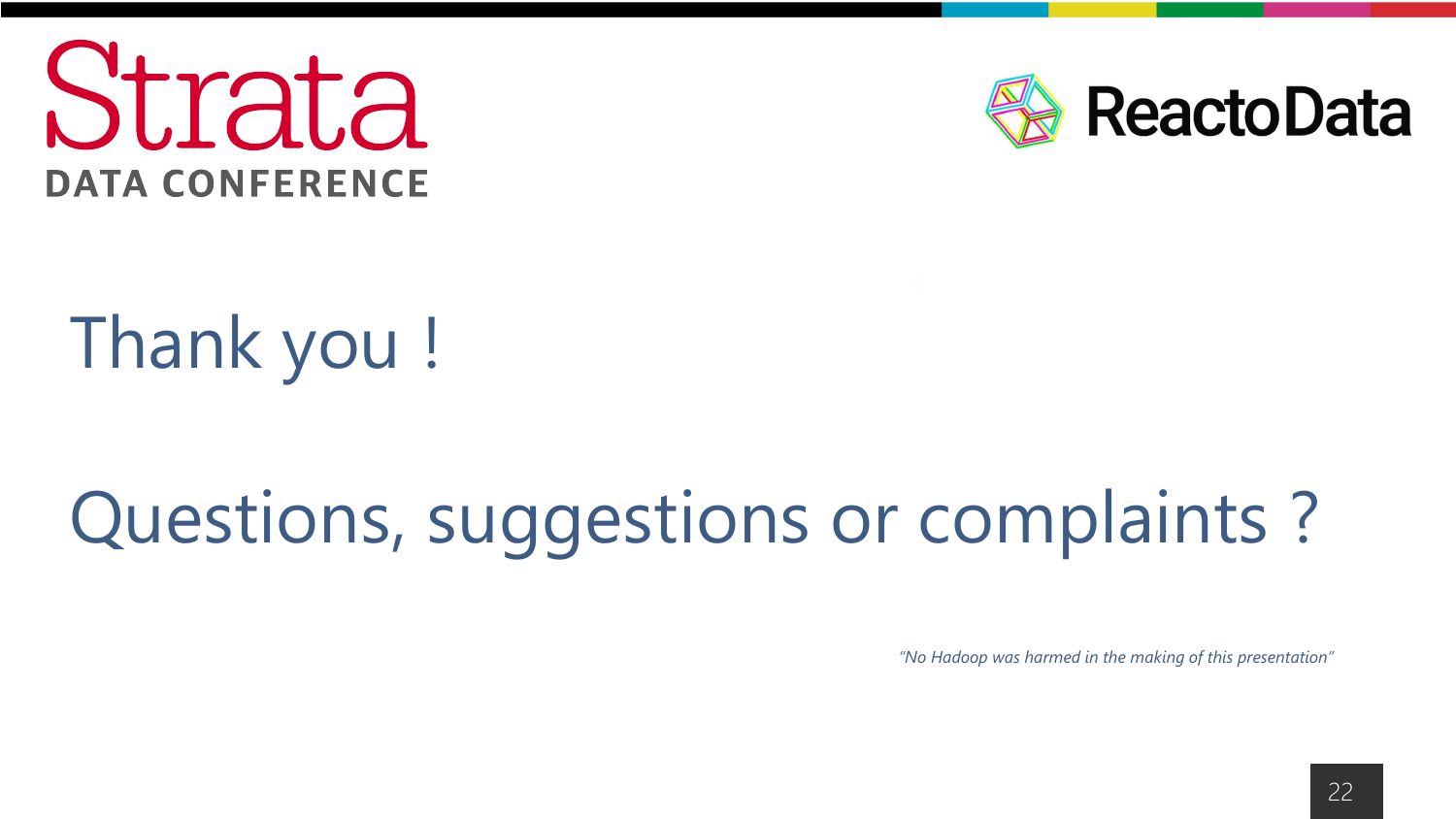Strata
DATA CONFERENCE

ReactoData

# Thank you !

# Questions, suggestions or complaints ?

*"No Hadoop was harmed in the making of this presentation"*